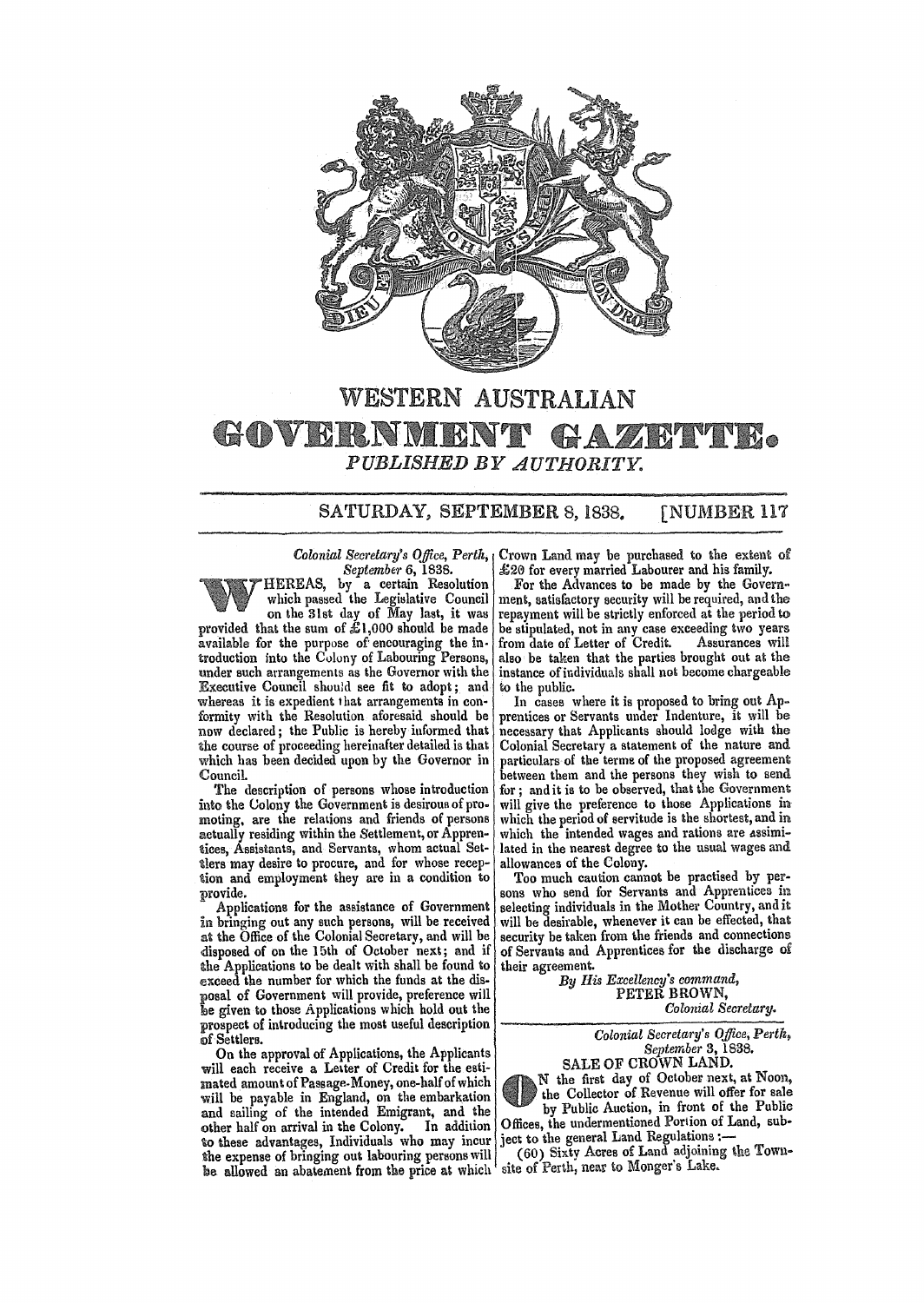# WESTERN AUSTRALIAN GOVERNMENT GAZETTE.

*PUBLISHED BY AUTHORITY.*

SATURDAY, SEPTEMBER 8, 1838. [NUMBER 117

*Colonial Secretary's Office, Perth,*
*September 6, 1838.*

WHEREAS, by a certain Resolution which passed the Legislative Council on the 31st day of May last, it was provided that the sum of £1,000 should be made available for the purpose of encouraging the introduction into the Colony of Labouring Persons, under such arrangements as the Governor with the Executive Council should see fit to adopt; and whereas it is expedient that arrangements in conformity with the Resolution aforesaid should be now declared; the Public is hereby informed that the course of proceeding hereinafter detailed is that which has been decided upon by the Governor in Council.

The description of persons whose introduction into the Colony the Government is desirous of promoting, are the relations and friends of persons actually residing within the Settlement, or Apprentices, Assistants, and Servants, whom actual Settlers may desire to procure, and for whose reception and employment they are in a condition to provide.

Applications for the assistance of Government in bringing out any such persons, will be received at the Office of the Colonial Secretary, and will be disposed of on the 15th of October next; and if the Applications to be dealt with shall be found to exceed the number for which the funds at the disposal of Government will provide, preference will be given to those Applications which hold out the prospect of introducing the most useful description of Settlers.

On the approval of Applications, the Applicants will each receive a Letter of Credit for the estimated amount of Passage-Money, one-half of which will be payable in England, on the embarkation and sailing of the intended Emigrant, and the other half on arrival in the Colony. In addition to these advantages, Individuals who may incur the expense of bringing out labouring persons will be allowed an abatement from the price at which Crown Land may be purchased to the extent of £20 for every married Labourer and his family.

For the Advances to be made by the Government, satisfactory security will be required, and the repayment will be strictly enforced at the period to be stipulated, not in any case exceeding two years from date of Letter of Credit. Assurances will also be taken that the parties brought out at the instance of individuals shall not become chargeable to the public.

In cases where it is proposed to bring out Apprentices or Servants under Indenture, it will be necessary that Applicants should lodge with the Colonial Secretary a statement of the nature and particulars of the terms of the proposed agreement between them and the persons they wish to send for; and it is to be observed, that the Government will give the preference to those Applications in which the period of servitude is the shortest, and in which the intended wages and rations are assimilated in the nearest degree to the usual wages and allowances of the Colony.

Too much caution cannot be practised by persons who send for Servants and Apprentices in selecting individuals in the Mother Country, and it will be desirable, whenever it can be effected, that security be taken from the friends and connections of Servants and Apprentices for the discharge of their agreement.

*By His Excellency's command,*
PETER BROWN,
*Colonial Secretary.*

---

*Colonial Secretary's Office, Perth,*
*September 3, 1838.*

## SALE OF CROWN LAND.

ON the first day of October next, at Noon, the Collector of Revenue will offer for sale by Public Auction, in front of the Public Offices, the undermentioned Portion of Land, subject to the general Land Regulations:—

(60) Sixty Acres of Land adjoining the Townsite of Perth, near to Monger's Lake.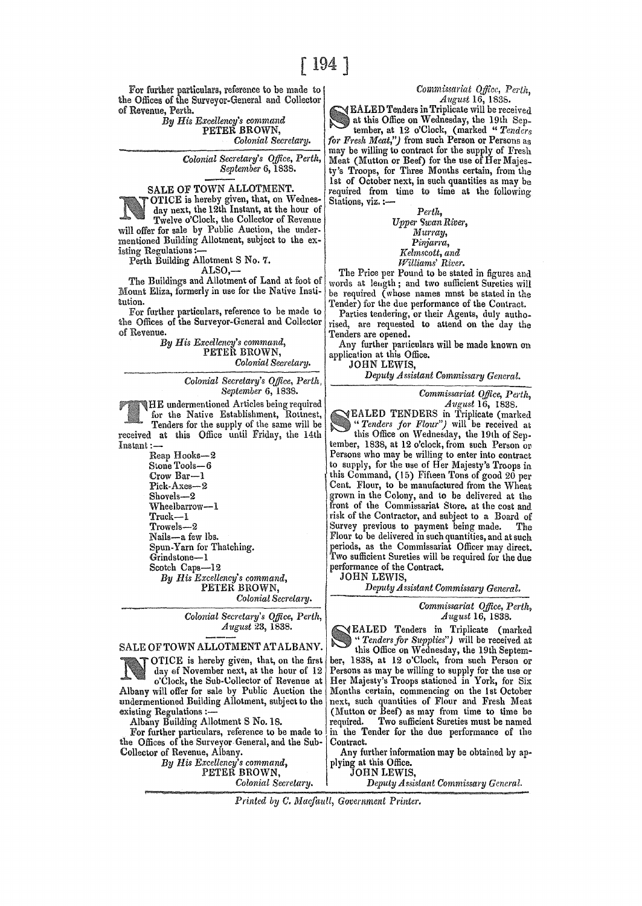For further particulars, reference to be made to the Offices of the Surveyor-General and Collector of Revenue, Perth.

*By His Excellency's command*
PETER BROWN,
*Colonial Secretary.*

---

*Colonial Secretary's Office, Perth, September 6, 1838.*

## SALE OF TOWN ALLOTMENT.

NOTICE is hereby given, that, on Wednesday next, the 12th Instant, at the hour of Twelve o'Clock, the Collector of Revenue will offer for sale by Public Auction, the undermentioned Building Allotment, subject to the existing Regulations:—

Perth Building Allotment S No. 7.

ALSO,—

The Buildings and Allotment of Land at foot of Mount Eliza, formerly in use for the Native Institution.

For further particulars, reference to be made to the Offices of the Surveyor-General and Collector of Revenue.

*By His Excellency's command,*
PETER BROWN,
*Colonial Secretary.*

---

*Colonial Secretary's Office, Perth, September 6, 1838.*

THE undermentioned Articles being required for the Native Establishment, Rottnest, Tenders for the supply of the same will be received at this Office until Friday, the 14th Instant:—

Reap Hooks—2
Stone Tools—6
Crow Bar—1
Pick-Axes—2
Shovels—2
Wheelbarrow—1
Truck—1
Trowels—2
Nails—a few lbs.
Spun-Yarn for Thatching.
Grindstone—1
Scotch Caps—12

*By His Excellency's command,*
PETER BROWN,
*Colonial Secretary.*

---

*Colonial Secretary's Office, Perth, August 23, 1838.*

## SALE OF TOWN ALLOTMENT AT ALBANY.

NOTICE is hereby given, that, on the first day of November next, at the hour of 12 o'Clock, the Sub-Collector of Revenue at Albany will offer for sale by Public Auction the undermentioned Building Allotment, subject to the existing Regulations:—

Albany Building Allotment S No. 18.

For further particulars, reference to be made to the Offices of the Surveyor-General, and the Sub-Collector of Revenue, Albany.

*By His Excellency's command,*
PETER BROWN,
*Colonial Secretary.*

---

*Commissariat Office, Perth, August 16, 1838.*

SEALED Tenders in Triplicate will be received at this Office on Wednesday, the 19th September, at 12 o'Clock, (marked "*Tenders for Fresh Meat,*") from such Person or Persons as may be willing to contract for the supply of Fresh Meat (Mutton or Beef) for the use of Her Majesty's Troops, for Three Months certain, from the 1st of October next, in such quantities as may be required from time to time at the following Stations, viz.:—

*Perth,*
*Upper Swan River,*
*Murray,*
*Pinjarra,*
*Kelmscott, and*
*Williams' River.*

The Price per Pound to be stated in figures and words at length; and two sufficient Sureties will be required (whose names must be stated in the Tender) for the due performance of the Contract.

Parties tendering, or their Agents, duly authorised, are requested to attend on the day the Tenders are opened.

Any further particulars will be made known on application at this Office.

JOHN LEWIS,
*Deputy Assistant Commissary General.*

---

*Commissariat Office, Perth, August 16, 1838.*

SEALED TENDERS in Triplicate (marked "*Tenders for Flour*") will be received at this Office on Wednesday, the 19th of September, 1838, at 12 o'clock, from such Person or Persons who may be willing to enter into contract to supply, for the use of Her Majesty's Troops in this Command, (15) Fifteen Tons of good 20 per Cent. Flour, to be manufactured from the Wheat grown in the Colony, and to be delivered at the front of the Commissariat Store, at the cost and risk of the Contractor, and subject to a Board of Survey previous to payment being made. The Flour to be delivered in such quantities, and at such periods, as the Commissariat Officer may direct. Two sufficient Sureties will be required for the due performance of the Contract.

JOHN LEWIS,
*Deputy Assistant Commissary General.*

---

*Commissariat Office, Perth, August 16, 1838.*

SEALED Tenders in Triplicate (marked "*Tenders for Supplies*") will be received at this Office on Wednesday, the 19th September, 1838, at 12 o'Clock, from such Person or Persons as may be willing to supply for the use of Her Majesty's Troops stationed in York, for Six Months certain, commencing on the 1st October next, such quantities of Flour and Fresh Meat (Mutton or Beef) as may from time to time be required. Two sufficient Sureties must be named in the Tender for the due performance of the Contract.

Any further information may be obtained by applying at this Office.

JOHN LEWIS,
*Deputy Assistant Commissary General.*

---

*Printed by C. Macfaull, Government Printer.*